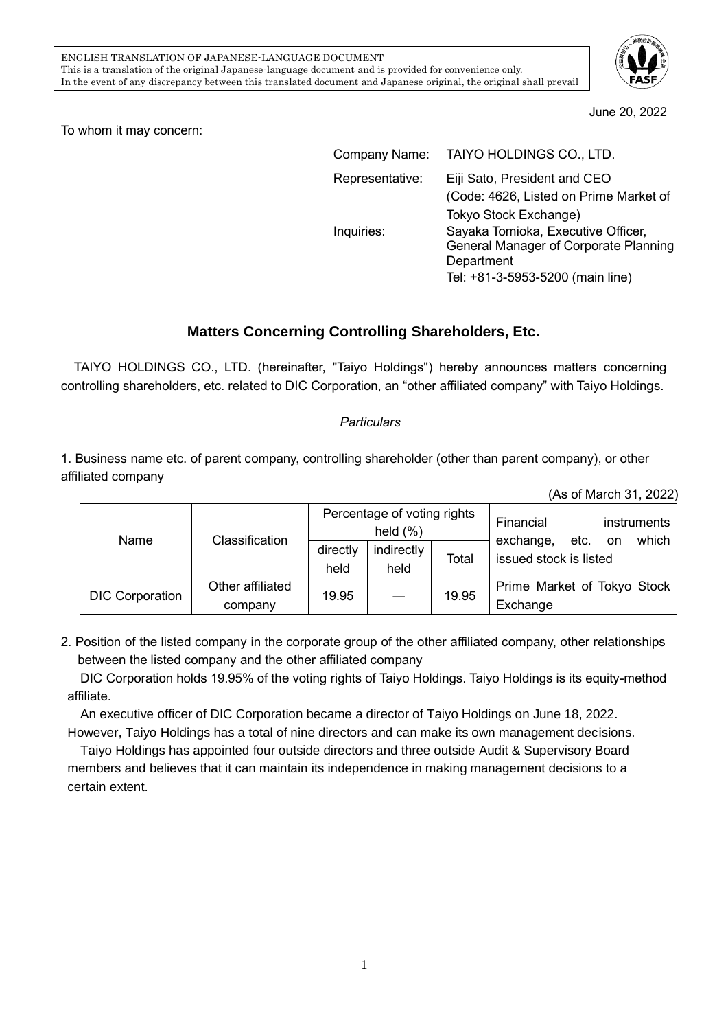ENGLISH TRANSLATION OF JAPANESE-LANGUAGE DOCUMENT
This is a translation of the original Japanese-language document and is provided for convenience only.
In the event of any discrepancy between this translated document and Japanese original, the original shall prevail

June 20, 2022

To whom it may concern:

Company Name: TAIYO HOLDINGS CO., LTD.
Representative: Eiji Sato, President and CEO
(Code: 4626, Listed on Prime Market of Tokyo Stock Exchange)
Inquiries: Sayaka Tomioka, Executive Officer, General Manager of Corporate Planning Department
Tel: +81-3-5953-5200 (main line)

# Matters Concerning Controlling Shareholders, Etc.

TAIYO HOLDINGS CO., LTD. (hereinafter, "Taiyo Holdings") hereby announces matters concerning controlling shareholders, etc. related to DIC Corporation, an "other affiliated company" with Taiyo Holdings.

*Particulars*

1. Business name etc. of parent company, controlling shareholder (other than parent company), or other affiliated company

(As of March 31, 2022)

| Name | Classification | Percentage of voting rights held (%) | | | Financial instruments exchange, etc. on which issued stock is listed |
|---|---|---|---|---|---|
| | | directly held | indirectly held | Total | |
| DIC Corporation | Other affiliated company | 19.95 | — | 19.95 | Prime Market of Tokyo Stock Exchange |

2. Position of the listed company in the corporate group of the other affiliated company, other relationships between the listed company and the other affiliated company

DIC Corporation holds 19.95% of the voting rights of Taiyo Holdings. Taiyo Holdings is its equity-method affiliate.

An executive officer of DIC Corporation became a director of Taiyo Holdings on June 18, 2022. However, Taiyo Holdings has a total of nine directors and can make its own management decisions.

Taiyo Holdings has appointed four outside directors and three outside Audit & Supervisory Board members and believes that it can maintain its independence in making management decisions to a certain extent.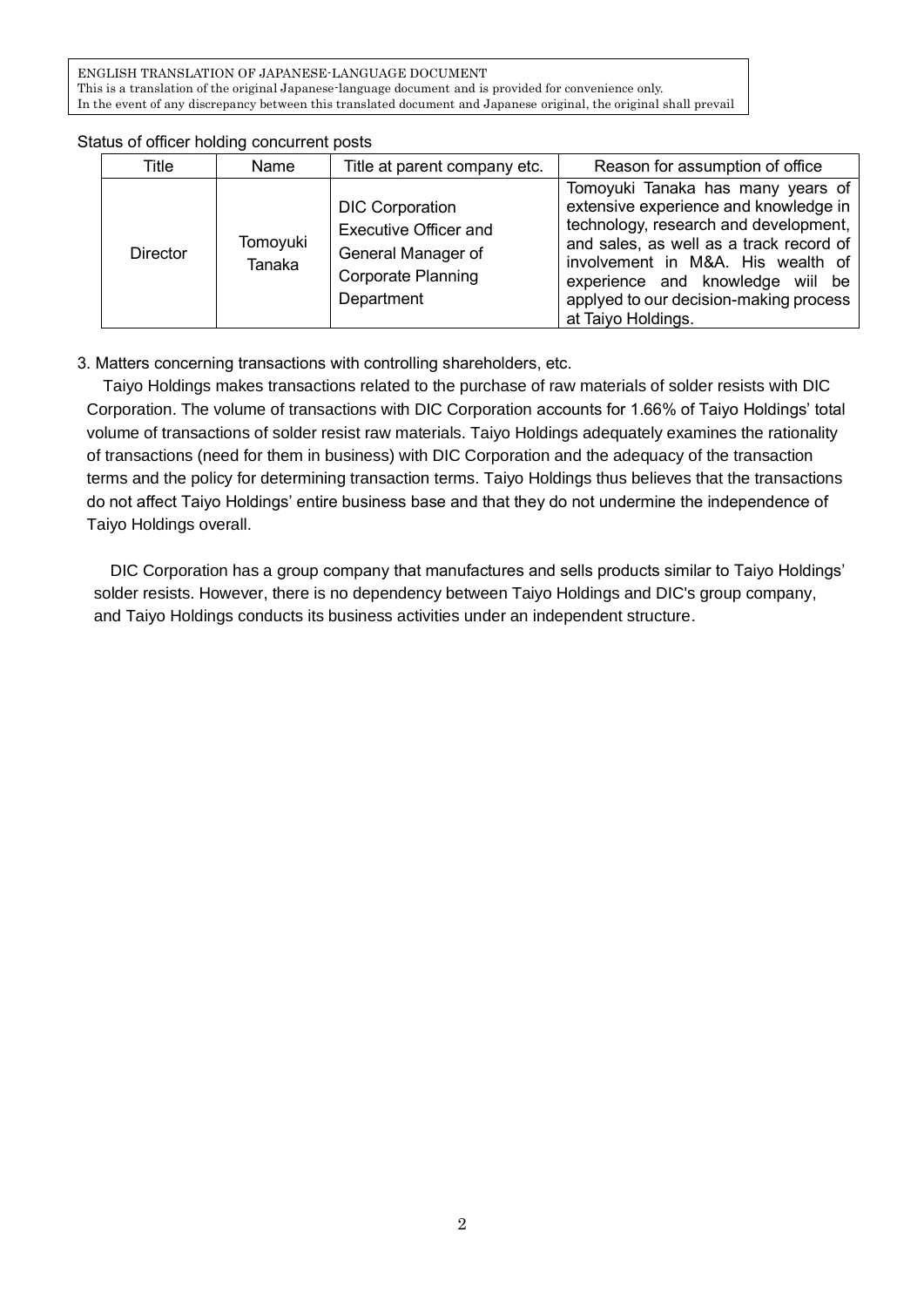ENGLISH TRANSLATION OF JAPANESE-LANGUAGE DOCUMENT
This is a translation of the original Japanese-language document and is provided for convenience only.
In the event of any discrepancy between this translated document and Japanese original, the original shall prevail

Status of officer holding concurrent posts

| Title | Name | Title at parent company etc. | Reason for assumption of office |
|---|---|---|---|
| Director | Tomoyuki Tanaka | DIC Corporation Executive Officer and General Manager of Corporate Planning Department | Tomoyuki Tanaka has many years of extensive experience and knowledge in technology, research and development, and sales, as well as a track record of involvement in M&A. His wealth of experience and knowledge wiil be applyed to our decision-making process at Taiyo Holdings. |

3. Matters concerning transactions with controlling shareholders, etc.

Taiyo Holdings makes transactions related to the purchase of raw materials of solder resists with DIC Corporation. The volume of transactions with DIC Corporation accounts for 1.66% of Taiyo Holdings' total volume of transactions of solder resist raw materials. Taiyo Holdings adequately examines the rationality of transactions (need for them in business) with DIC Corporation and the adequacy of the transaction terms and the policy for determining transaction terms. Taiyo Holdings thus believes that the transactions do not affect Taiyo Holdings' entire business base and that they do not undermine the independence of Taiyo Holdings overall.

DIC Corporation has a group company that manufactures and sells products similar to Taiyo Holdings' solder resists. However, there is no dependency between Taiyo Holdings and DIC's group company, and Taiyo Holdings conducts its business activities under an independent structure.